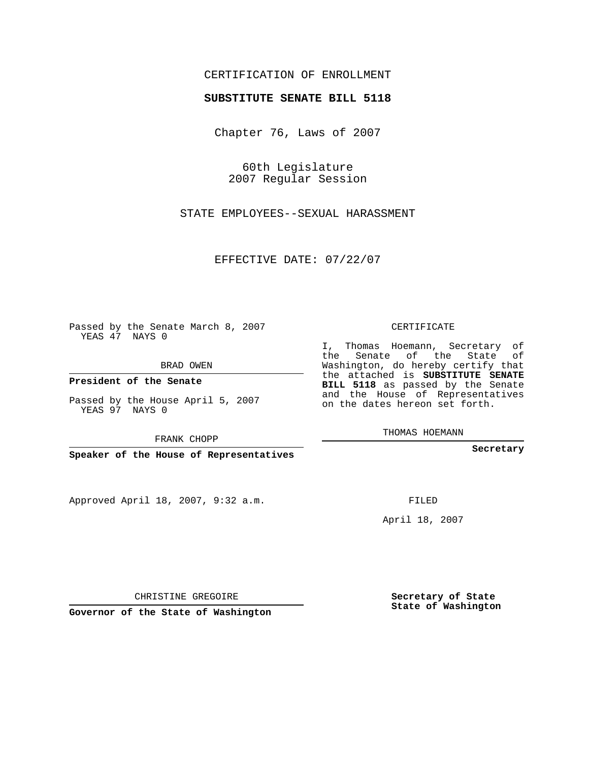CERTIFICATION OF ENROLLMENT

**SUBSTITUTE SENATE BILL 5118**

Chapter 76, Laws of 2007

60th Legislature
2007 Regular Session

STATE EMPLOYEES--SEXUAL HARASSMENT

EFFECTIVE DATE: 07/22/07

Passed by the Senate March 8, 2007
YEAS 47 NAYS 0

BRAD OWEN

**President of the Senate**

Passed by the House April 5, 2007
YEAS 97 NAYS 0

FRANK CHOPP

**Speaker of the House of Representatives**

Approved April 18, 2007, 9:32 a.m.

CHRISTINE GREGOIRE

**Governor of the State of Washington**

CERTIFICATE

I, Thomas Hoemann, Secretary of the Senate of the State of Washington, do hereby certify that the attached is **SUBSTITUTE SENATE BILL 5118** as passed by the Senate and the House of Representatives on the dates hereon set forth.

THOMAS HOEMANN

**Secretary**

FILED

April 18, 2007

**Secretary of State**
**State of Washington**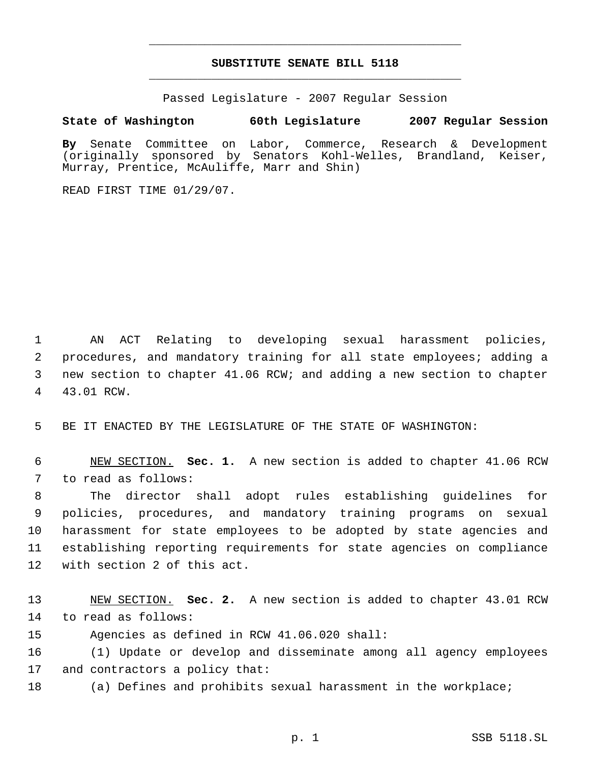# SUBSTITUTE SENATE BILL 5118

Passed Legislature - 2007 Regular Session

**State of Washington 60th Legislature 2007 Regular Session**

**By** Senate Committee on Labor, Commerce, Research & Development (originally sponsored by Senators Kohl-Welles, Brandland, Keiser, Murray, Prentice, McAuliffe, Marr and Shin)

READ FIRST TIME 01/29/07.

AN ACT Relating to developing sexual harassment policies, procedures, and mandatory training for all state employees; adding a new section to chapter 41.06 RCW; and adding a new section to chapter 43.01 RCW.

BE IT ENACTED BY THE LEGISLATURE OF THE STATE OF WASHINGTON:

NEW SECTION. **Sec. 1.** A new section is added to chapter 41.06 RCW to read as follows:

The director shall adopt rules establishing guidelines for policies, procedures, and mandatory training programs on sexual harassment for state employees to be adopted by state agencies and establishing reporting requirements for state agencies on compliance with section 2 of this act.

NEW SECTION. **Sec. 2.** A new section is added to chapter 43.01 RCW to read as follows:

Agencies as defined in RCW 41.06.020 shall:

(1) Update or develop and disseminate among all agency employees and contractors a policy that:

(a) Defines and prohibits sexual harassment in the workplace;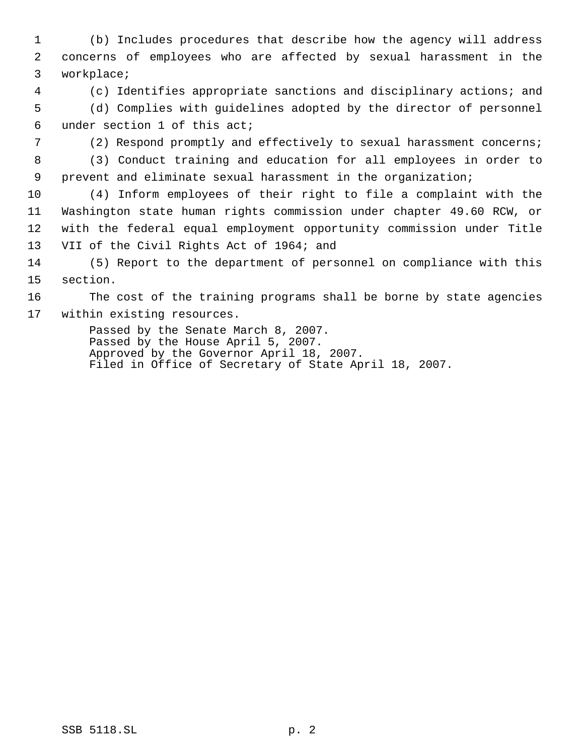(b) Includes procedures that describe how the agency will address concerns of employees who are affected by sexual harassment in the workplace;

(c) Identifies appropriate sanctions and disciplinary actions; and

(d) Complies with guidelines adopted by the director of personnel under section 1 of this act;

(2) Respond promptly and effectively to sexual harassment concerns;

(3) Conduct training and education for all employees in order to prevent and eliminate sexual harassment in the organization;

(4) Inform employees of their right to file a complaint with the Washington state human rights commission under chapter 49.60 RCW, or with the federal equal employment opportunity commission under Title VII of the Civil Rights Act of 1964; and

(5) Report to the department of personnel on compliance with this section.

The cost of the training programs shall be borne by state agencies within existing resources.

Passed by the Senate March 8, 2007.
Passed by the House April 5, 2007.
Approved by the Governor April 18, 2007.
Filed in Office of Secretary of State April 18, 2007.